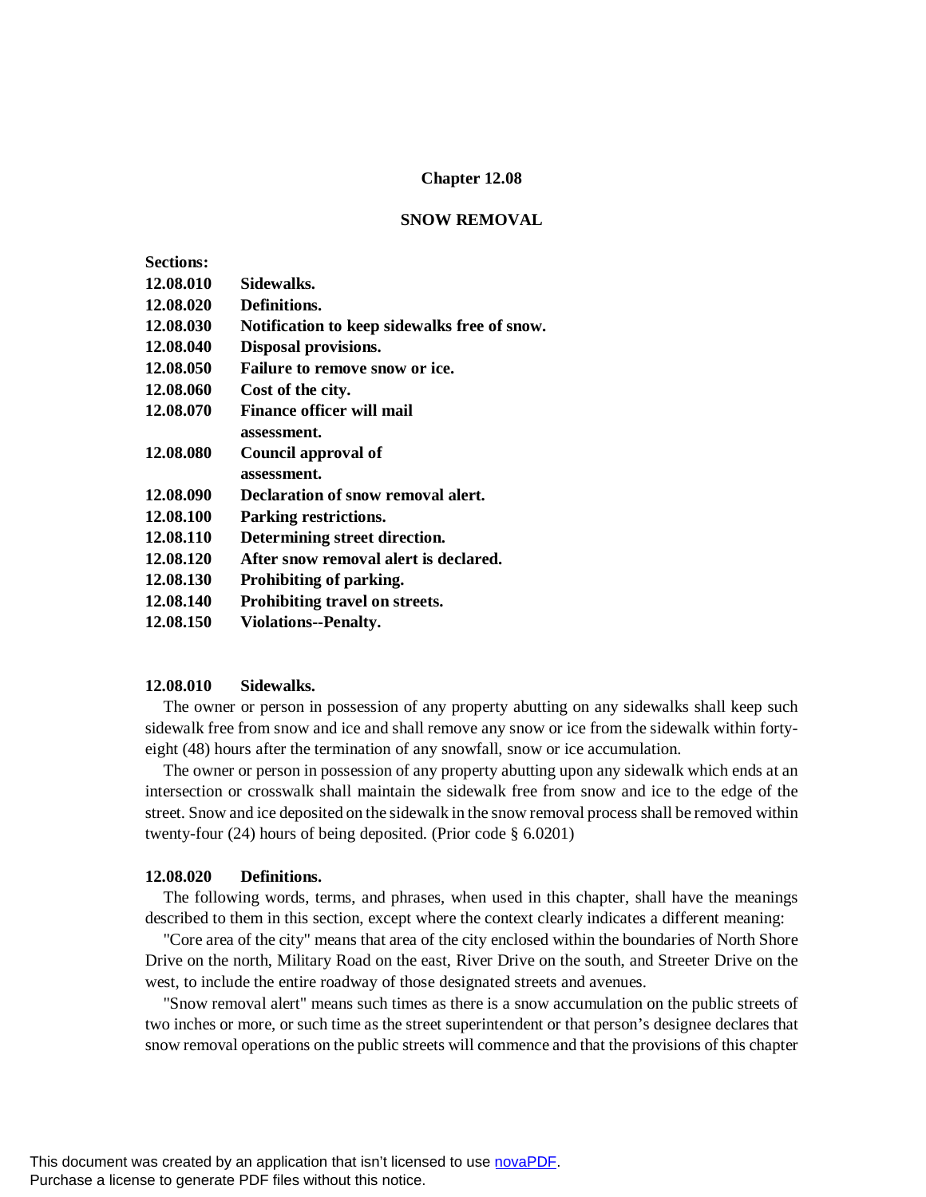# Chapter 12.08

## SNOW REMOVAL

**Sections:**

**12.08.010 Sidewalks.**
**12.08.020 Definitions.**
**12.08.030 Notification to keep sidewalks free of snow.**
**12.08.040 Disposal provisions.**
**12.08.050 Failure to remove snow or ice.**
**12.08.060 Cost of the city.**
**12.08.070 Finance officer will mail assessment.**
**12.08.080 Council approval of assessment.**
**12.08.090 Declaration of snow removal alert.**
**12.08.100 Parking restrictions.**
**12.08.110 Determining street direction.**
**12.08.120 After snow removal alert is declared.**
**12.08.130 Prohibiting of parking.**
**12.08.140 Prohibiting travel on streets.**
**12.08.150 Violations--Penalty.**

### 12.08.010 Sidewalks.

The owner or person in possession of any property abutting on any sidewalks shall keep such sidewalk free from snow and ice and shall remove any snow or ice from the sidewalk within forty-eight (48) hours after the termination of any snowfall, snow or ice accumulation.

The owner or person in possession of any property abutting upon any sidewalk which ends at an intersection or crosswalk shall maintain the sidewalk free from snow and ice to the edge of the street. Snow and ice deposited on the sidewalk in the snow removal process shall be removed within twenty-four (24) hours of being deposited. (Prior code § 6.0201)

### 12.08.020 Definitions.

The following words, terms, and phrases, when used in this chapter, shall have the meanings described to them in this section, except where the context clearly indicates a different meaning:

"Core area of the city" means that area of the city enclosed within the boundaries of North Shore Drive on the north, Military Road on the east, River Drive on the south, and Streeter Drive on the west, to include the entire roadway of those designated streets and avenues.

"Snow removal alert" means such times as there is a snow accumulation on the public streets of two inches or more, or such time as the street superintendent or that person's designee declares that snow removal operations on the public streets will commence and that the provisions of this chapter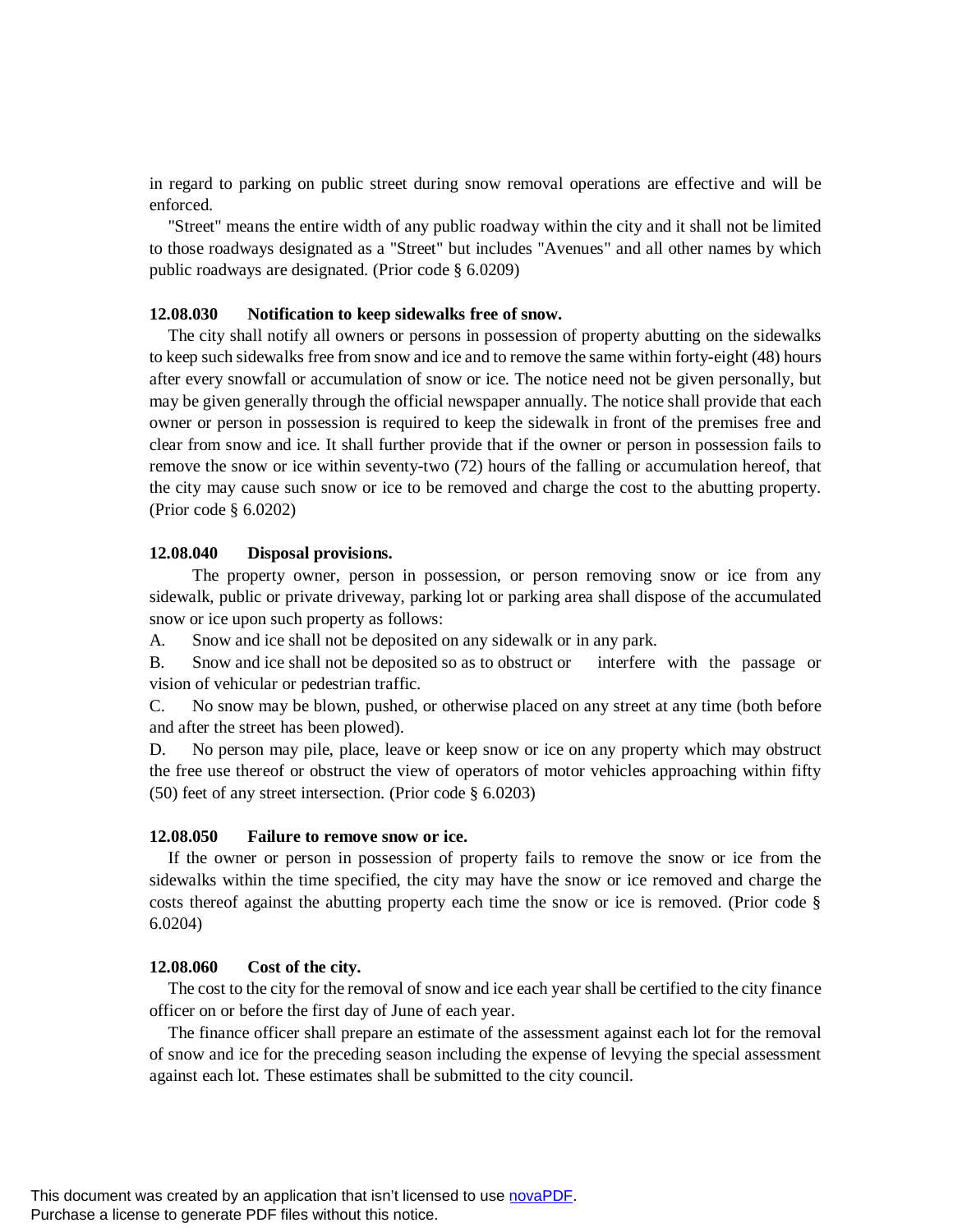in regard to parking on public street during snow removal operations are effective and will be enforced.

"Street" means the entire width of any public roadway within the city and it shall not be limited to those roadways designated as a "Street" but includes "Avenues" and all other names by which public roadways are designated. (Prior code § 6.0209)

**12.08.030 Notification to keep sidewalks free of snow.**

The city shall notify all owners or persons in possession of property abutting on the sidewalks to keep such sidewalks free from snow and ice and to remove the same within forty-eight (48) hours after every snowfall or accumulation of snow or ice. The notice need not be given personally, but may be given generally through the official newspaper annually. The notice shall provide that each owner or person in possession is required to keep the sidewalk in front of the premises free and clear from snow and ice. It shall further provide that if the owner or person in possession fails to remove the snow or ice within seventy-two (72) hours of the falling or accumulation hereof, that the city may cause such snow or ice to be removed and charge the cost to the abutting property. (Prior code § 6.0202)

**12.08.040 Disposal provisions.**

The property owner, person in possession, or person removing snow or ice from any sidewalk, public or private driveway, parking lot or parking area shall dispose of the accumulated snow or ice upon such property as follows:

A. Snow and ice shall not be deposited on any sidewalk or in any park.

B. Snow and ice shall not be deposited so as to obstruct or interfere with the passage or vision of vehicular or pedestrian traffic.

C. No snow may be blown, pushed, or otherwise placed on any street at any time (both before and after the street has been plowed).

D. No person may pile, place, leave or keep snow or ice on any property which may obstruct the free use thereof or obstruct the view of operators of motor vehicles approaching within fifty (50) feet of any street intersection. (Prior code § 6.0203)

**12.08.050 Failure to remove snow or ice.**

If the owner or person in possession of property fails to remove the snow or ice from the sidewalks within the time specified, the city may have the snow or ice removed and charge the costs thereof against the abutting property each time the snow or ice is removed. (Prior code § 6.0204)

**12.08.060 Cost of the city.**

The cost to the city for the removal of snow and ice each year shall be certified to the city finance officer on or before the first day of June of each year.

The finance officer shall prepare an estimate of the assessment against each lot for the removal of snow and ice for the preceding season including the expense of levying the special assessment against each lot. These estimates shall be submitted to the city council.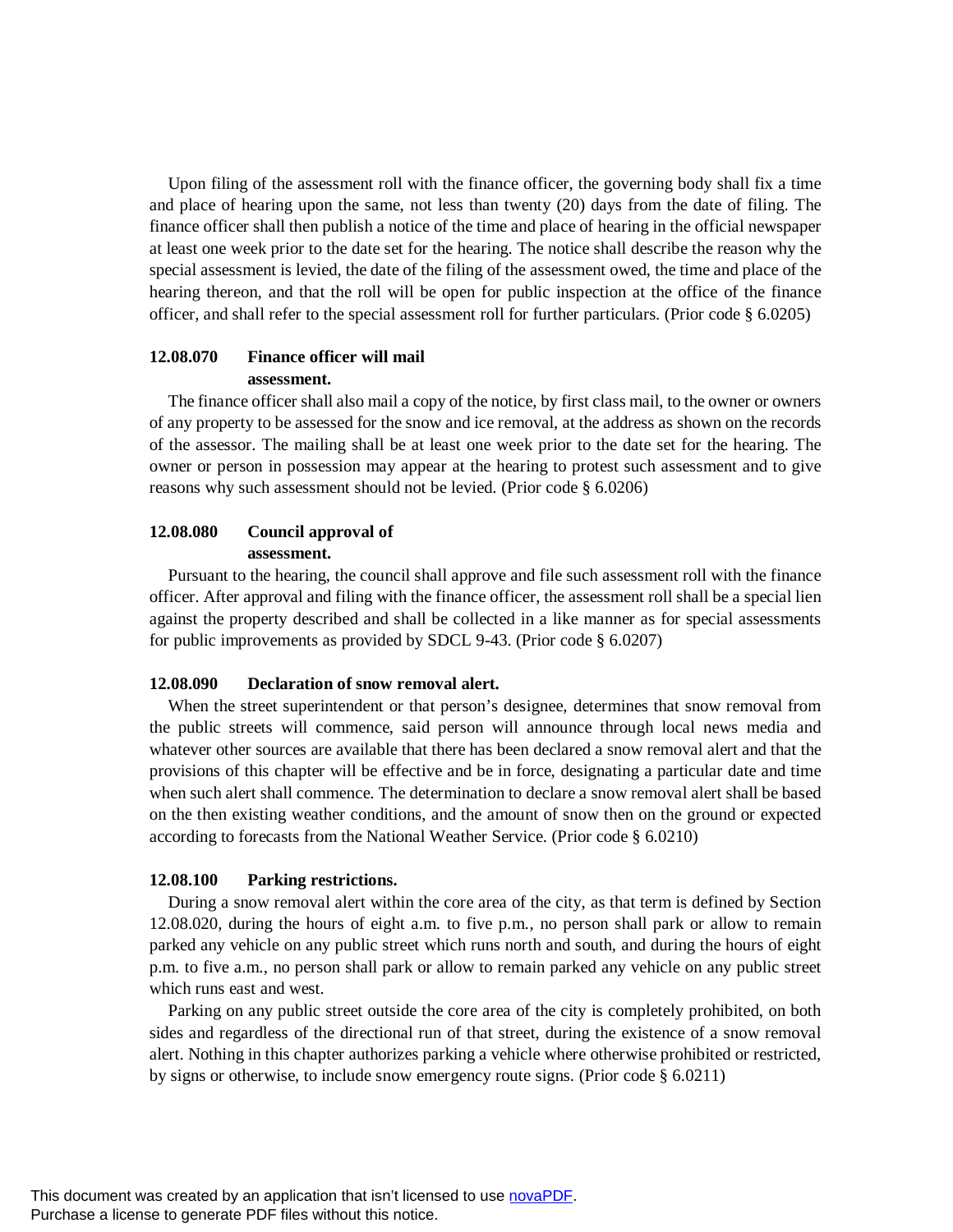Upon filing of the assessment roll with the finance officer, the governing body shall fix a time and place of hearing upon the same, not less than twenty (20) days from the date of filing. The finance officer shall then publish a notice of the time and place of hearing in the official newspaper at least one week prior to the date set for the hearing. The notice shall describe the reason why the special assessment is levied, the date of the filing of the assessment owed, the time and place of the hearing thereon, and that the roll will be open for public inspection at the office of the finance officer, and shall refer to the special assessment roll for further particulars. (Prior code § 6.0205)

**12.08.070 Finance officer will mail assessment.**

The finance officer shall also mail a copy of the notice, by first class mail, to the owner or owners of any property to be assessed for the snow and ice removal, at the address as shown on the records of the assessor. The mailing shall be at least one week prior to the date set for the hearing. The owner or person in possession may appear at the hearing to protest such assessment and to give reasons why such assessment should not be levied. (Prior code § 6.0206)

**12.08.080 Council approval of assessment.**

Pursuant to the hearing, the council shall approve and file such assessment roll with the finance officer. After approval and filing with the finance officer, the assessment roll shall be a special lien against the property described and shall be collected in a like manner as for special assessments for public improvements as provided by SDCL 9-43. (Prior code § 6.0207)

**12.08.090 Declaration of snow removal alert.**

When the street superintendent or that person's designee, determines that snow removal from the public streets will commence, said person will announce through local news media and whatever other sources are available that there has been declared a snow removal alert and that the provisions of this chapter will be effective and be in force, designating a particular date and time when such alert shall commence. The determination to declare a snow removal alert shall be based on the then existing weather conditions, and the amount of snow then on the ground or expected according to forecasts from the National Weather Service. (Prior code § 6.0210)

**12.08.100 Parking restrictions.**

During a snow removal alert within the core area of the city, as that term is defined by Section 12.08.020, during the hours of eight a.m. to five p.m., no person shall park or allow to remain parked any vehicle on any public street which runs north and south, and during the hours of eight p.m. to five a.m., no person shall park or allow to remain parked any vehicle on any public street which runs east and west.

Parking on any public street outside the core area of the city is completely prohibited, on both sides and regardless of the directional run of that street, during the existence of a snow removal alert. Nothing in this chapter authorizes parking a vehicle where otherwise prohibited or restricted, by signs or otherwise, to include snow emergency route signs. (Prior code § 6.0211)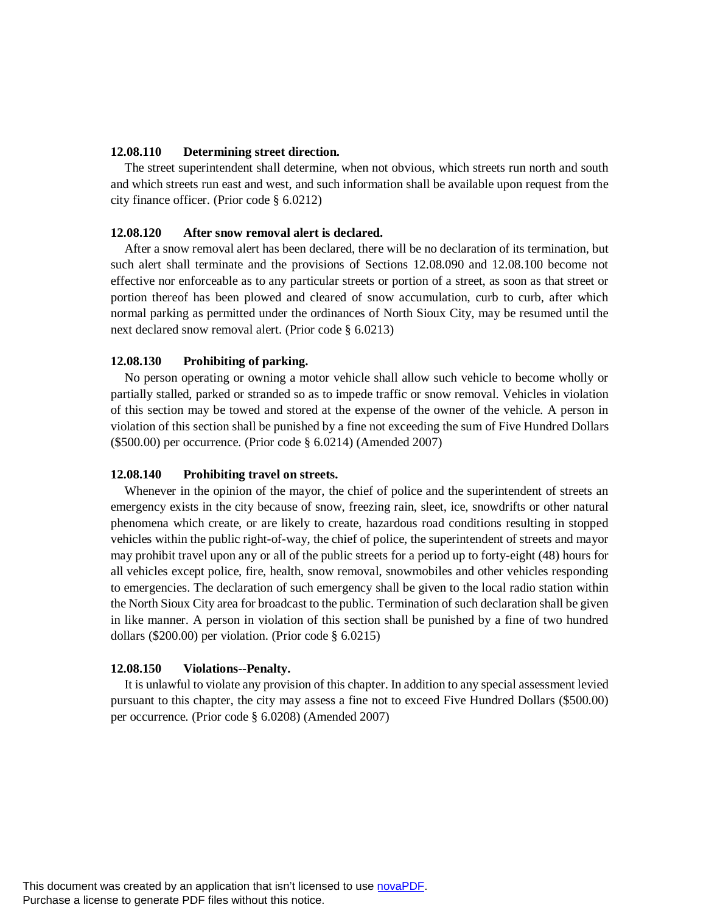**12.08.110 Determining street direction.**

The street superintendent shall determine, when not obvious, which streets run north and south and which streets run east and west, and such information shall be available upon request from the city finance officer. (Prior code § 6.0212)

**12.08.120 After snow removal alert is declared.**

After a snow removal alert has been declared, there will be no declaration of its termination, but such alert shall terminate and the provisions of Sections 12.08.090 and 12.08.100 become not effective nor enforceable as to any particular streets or portion of a street, as soon as that street or portion thereof has been plowed and cleared of snow accumulation, curb to curb, after which normal parking as permitted under the ordinances of North Sioux City, may be resumed until the next declared snow removal alert. (Prior code § 6.0213)

**12.08.130 Prohibiting of parking.**

No person operating or owning a motor vehicle shall allow such vehicle to become wholly or partially stalled, parked or stranded so as to impede traffic or snow removal. Vehicles in violation of this section may be towed and stored at the expense of the owner of the vehicle. A person in violation of this section shall be punished by a fine not exceeding the sum of Five Hundred Dollars ($500.00) per occurrence. (Prior code § 6.0214) (Amended 2007)

**12.08.140 Prohibiting travel on streets.**

Whenever in the opinion of the mayor, the chief of police and the superintendent of streets an emergency exists in the city because of snow, freezing rain, sleet, ice, snowdrifts or other natural phenomena which create, or are likely to create, hazardous road conditions resulting in stopped vehicles within the public right-of-way, the chief of police, the superintendent of streets and mayor may prohibit travel upon any or all of the public streets for a period up to forty-eight (48) hours for all vehicles except police, fire, health, snow removal, snowmobiles and other vehicles responding to emergencies. The declaration of such emergency shall be given to the local radio station within the North Sioux City area for broadcast to the public. Termination of such declaration shall be given in like manner. A person in violation of this section shall be punished by a fine of two hundred dollars ($200.00) per violation. (Prior code § 6.0215)

**12.08.150 Violations--Penalty.**

It is unlawful to violate any provision of this chapter. In addition to any special assessment levied pursuant to this chapter, the city may assess a fine not to exceed Five Hundred Dollars ($500.00) per occurrence. (Prior code § 6.0208) (Amended 2007)

This document was created by an application that isn't licensed to use novaPDF.
Purchase a license to generate PDF files without this notice.